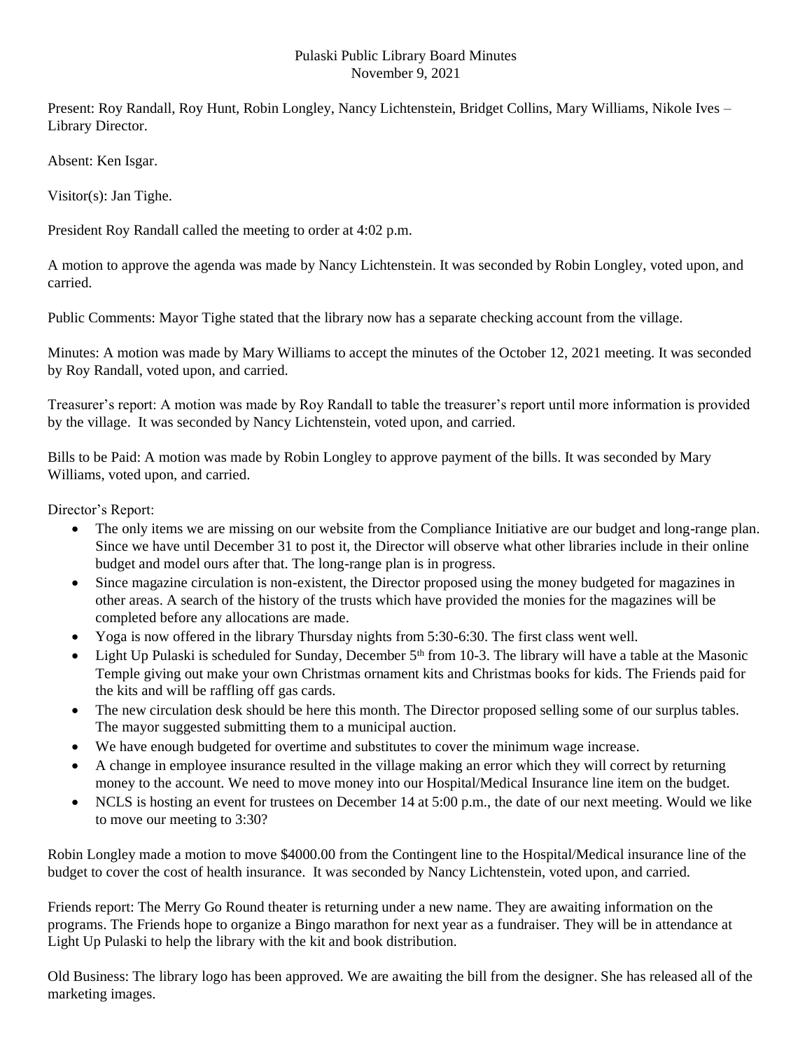# Pulaski Public Library Board Minutes
## November 9, 2021

Present: Roy Randall, Roy Hunt, Robin Longley, Nancy Lichtenstein, Bridget Collins, Mary Williams, Nikole Ives – Library Director.

Absent: Ken Isgar.

Visitor(s): Jan Tighe.

President Roy Randall called the meeting to order at 4:02 p.m.

A motion to approve the agenda was made by Nancy Lichtenstein. It was seconded by Robin Longley, voted upon, and carried.

Public Comments: Mayor Tighe stated that the library now has a separate checking account from the village.

Minutes: A motion was made by Mary Williams to accept the minutes of the October 12, 2021 meeting. It was seconded by Roy Randall, voted upon, and carried.

Treasurer's report: A motion was made by Roy Randall to table the treasurer's report until more information is provided by the village. It was seconded by Nancy Lichtenstein, voted upon, and carried.

Bills to be Paid: A motion was made by Robin Longley to approve payment of the bills. It was seconded by Mary Williams, voted upon, and carried.

Director's Report:

- The only items we are missing on our website from the Compliance Initiative are our budget and long-range plan. Since we have until December 31 to post it, the Director will observe what other libraries include in their online budget and model ours after that. The long-range plan is in progress.
- Since magazine circulation is non-existent, the Director proposed using the money budgeted for magazines in other areas. A search of the history of the trusts which have provided the monies for the magazines will be completed before any allocations are made.
- Yoga is now offered in the library Thursday nights from 5:30-6:30. The first class went well.
- Light Up Pulaski is scheduled for Sunday, December 5th from 10-3. The library will have a table at the Masonic Temple giving out make your own Christmas ornament kits and Christmas books for kids. The Friends paid for the kits and will be raffling off gas cards.
- The new circulation desk should be here this month. The Director proposed selling some of our surplus tables. The mayor suggested submitting them to a municipal auction.
- We have enough budgeted for overtime and substitutes to cover the minimum wage increase.
- A change in employee insurance resulted in the village making an error which they will correct by returning money to the account. We need to move money into our Hospital/Medical Insurance line item on the budget.
- NCLS is hosting an event for trustees on December 14 at 5:00 p.m., the date of our next meeting. Would we like to move our meeting to 3:30?

Robin Longley made a motion to move $4000.00 from the Contingent line to the Hospital/Medical insurance line of the budget to cover the cost of health insurance. It was seconded by Nancy Lichtenstein, voted upon, and carried.

Friends report: The Merry Go Round theater is returning under a new name. They are awaiting information on the programs. The Friends hope to organize a Bingo marathon for next year as a fundraiser. They will be in attendance at Light Up Pulaski to help the library with the kit and book distribution.

Old Business: The library logo has been approved. We are awaiting the bill from the designer. She has released all of the marketing images.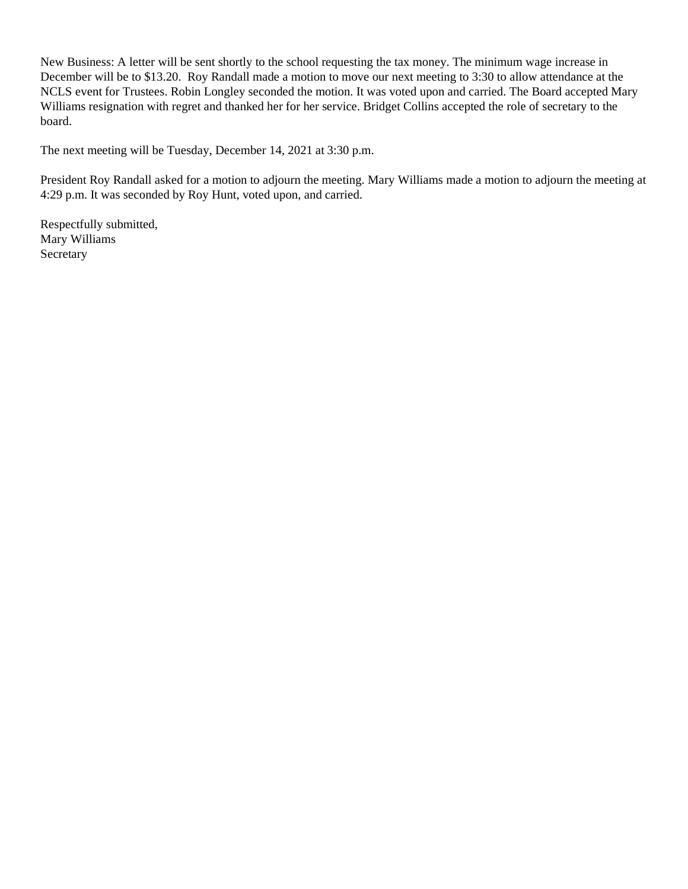New Business: A letter will be sent shortly to the school requesting the tax money. The minimum wage increase in December will be to $13.20. Roy Randall made a motion to move our next meeting to 3:30 to allow attendance at the NCLS event for Trustees. Robin Longley seconded the motion. It was voted upon and carried. The Board accepted Mary Williams resignation with regret and thanked her for her service. Bridget Collins accepted the role of secretary to the board.

The next meeting will be Tuesday, December 14, 2021 at 3:30 p.m.

President Roy Randall asked for a motion to adjourn the meeting. Mary Williams made a motion to adjourn the meeting at 4:29 p.m. It was seconded by Roy Hunt, voted upon, and carried.

Respectfully submitted,  
Mary Williams  
Secretary